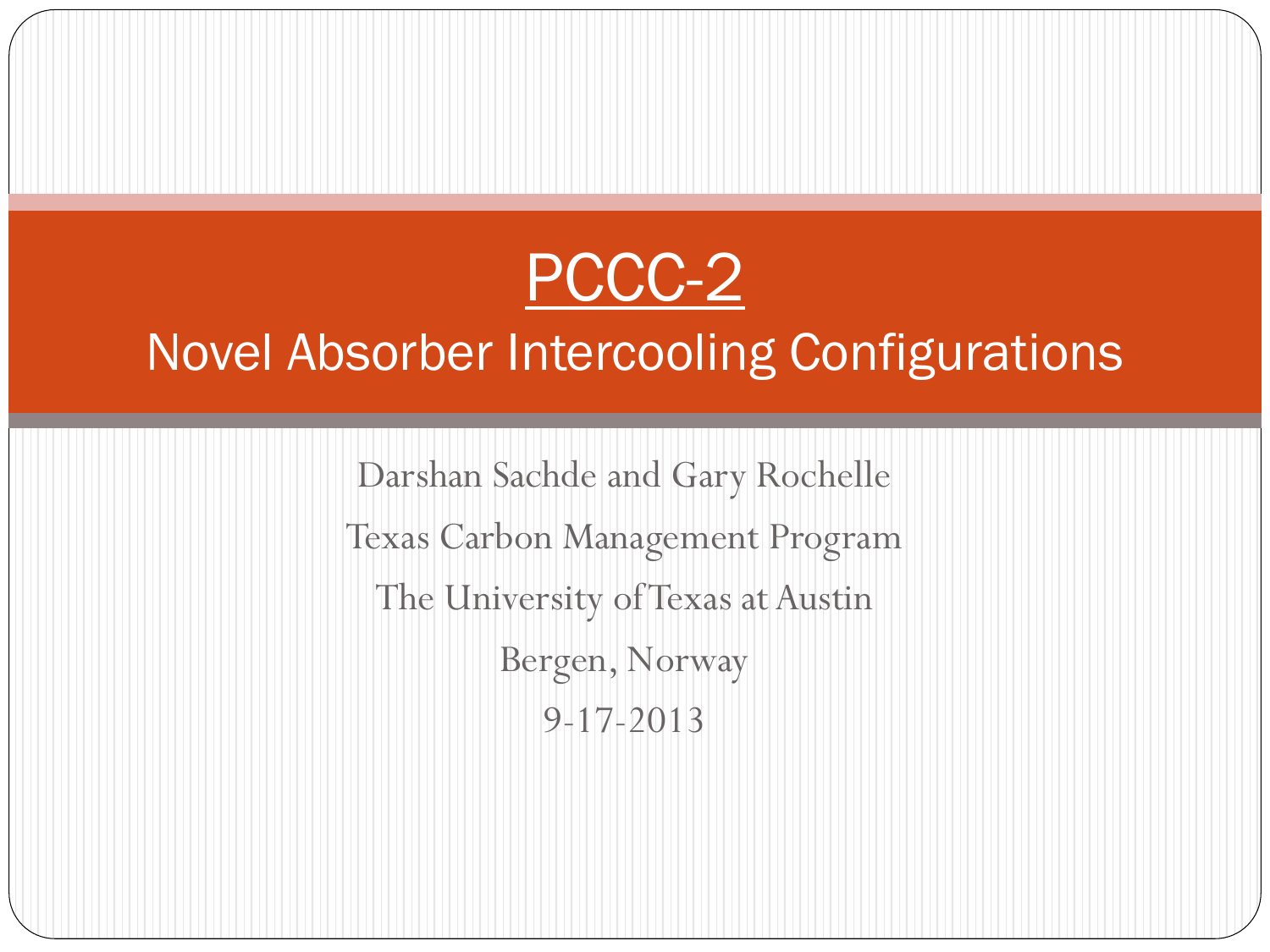# PCCC-2

## Novel Absorber Intercooling Configurations

Darshan Sachde and Gary Rochelle

Texas Carbon Management Program

The University of Texas at Austin

Bergen, Norway

9-17-2013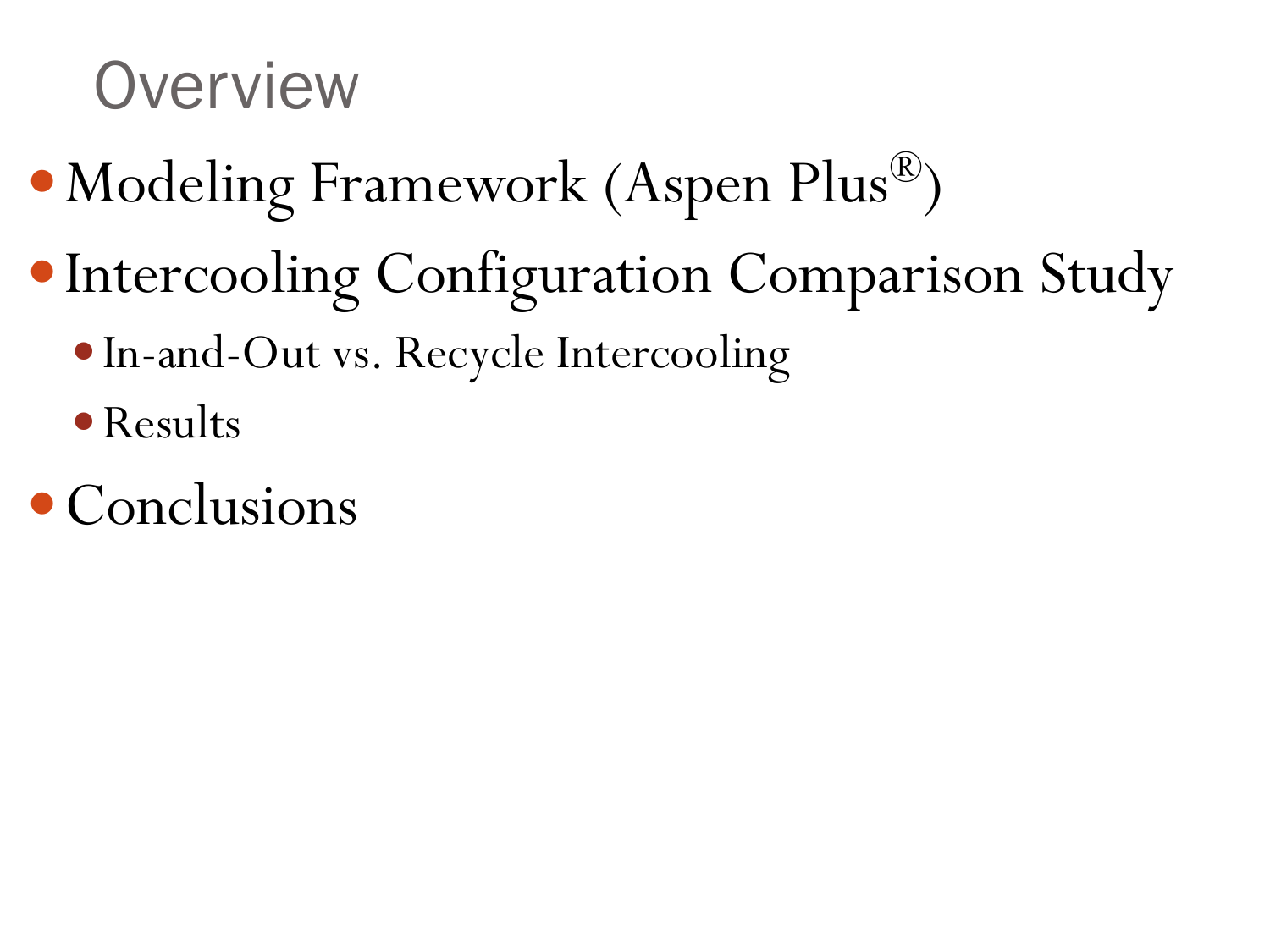# Overview

- Modeling Framework (Aspen Plus®)
- Intercooling Configuration Comparison Study
  - In-and-Out vs. Recycle Intercooling
  - Results
- Conclusions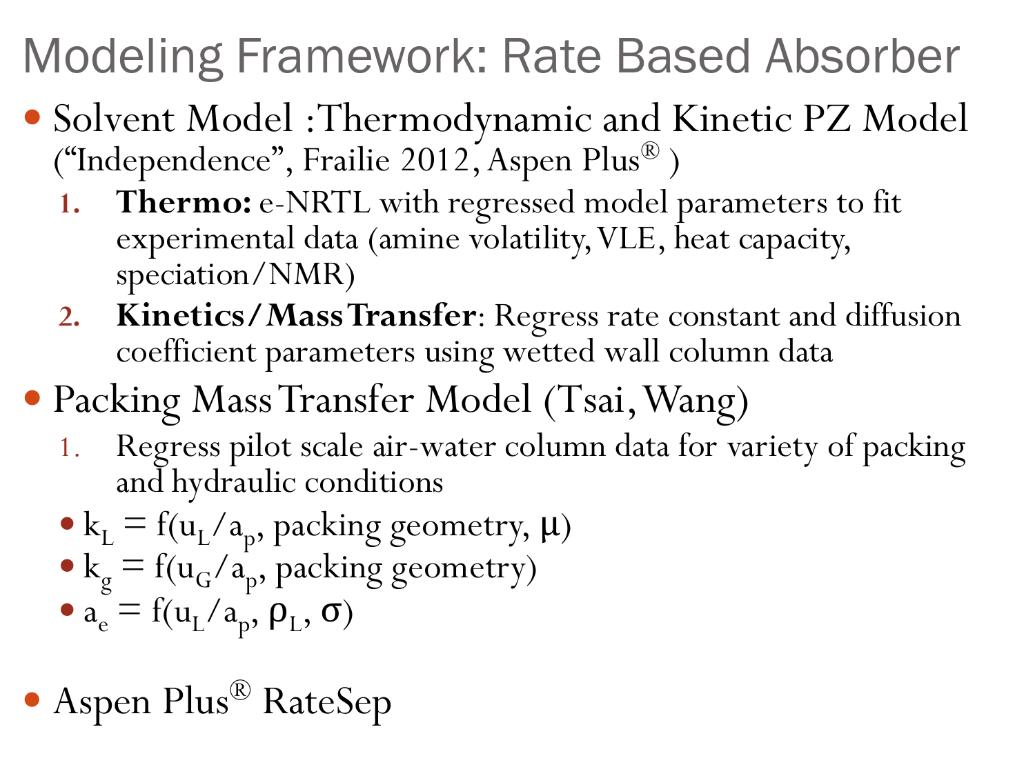# Modeling Framework: Rate Based Absorber

- Solvent Model :Thermodynamic and Kinetic PZ Model ("Independence", Frailie 2012, Aspen Plus® )
  1. **Thermo:** e-NRTL with regressed model parameters to fit experimental data (amine volatility, VLE, heat capacity, speciation/NMR)
  2. **Kinetics/Mass Transfer**: Regress rate constant and diffusion coefficient parameters using wetted wall column data
- Packing Mass Transfer Model (Tsai, Wang)
  1. Regress pilot scale air-water column data for variety of packing and hydraulic conditions
  - $k_L = f(u_L/a_p$, packing geometry, $\mu)$
  - $k_g = f(u_G/a_p$, packing geometry$)$
  - $a_e = f(u_L/a_p, \rho_L, \sigma)$
- Aspen Plus® RateSep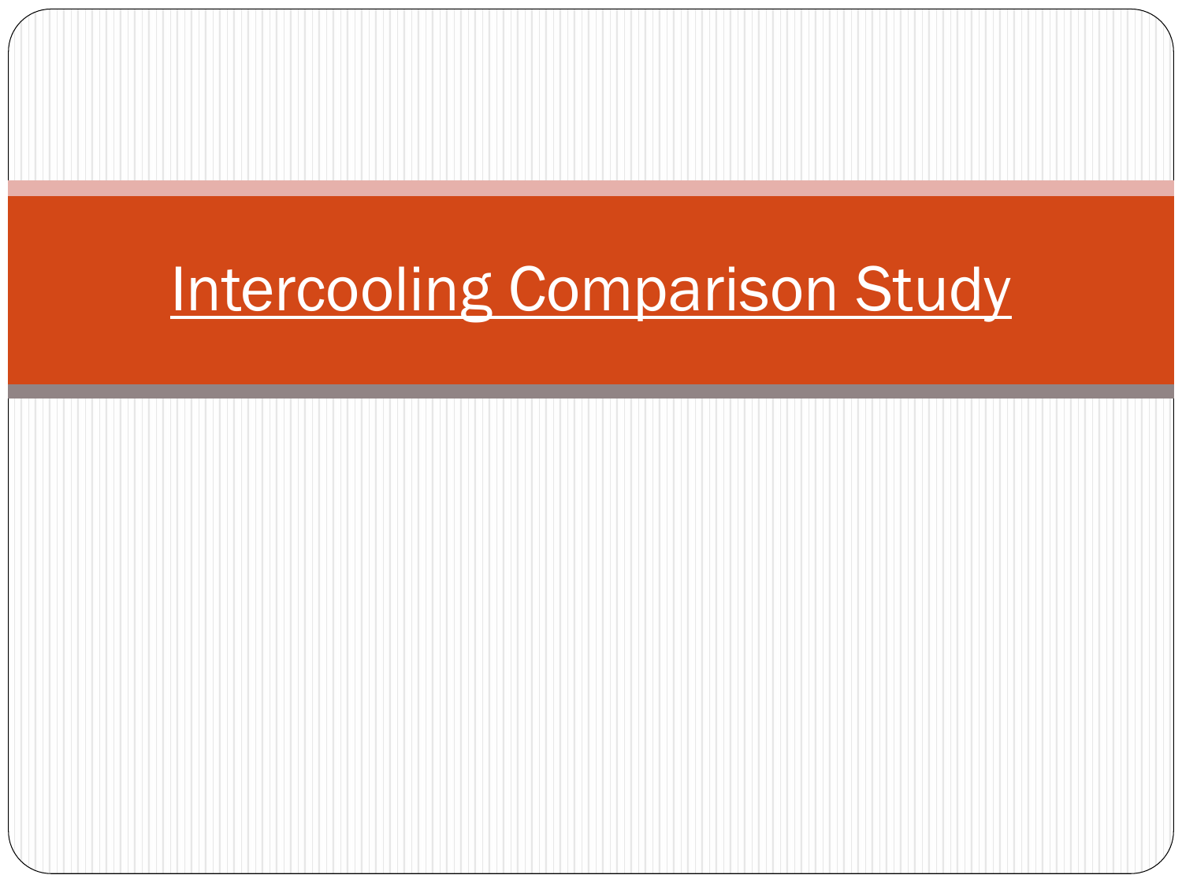# Intercooling Comparison Study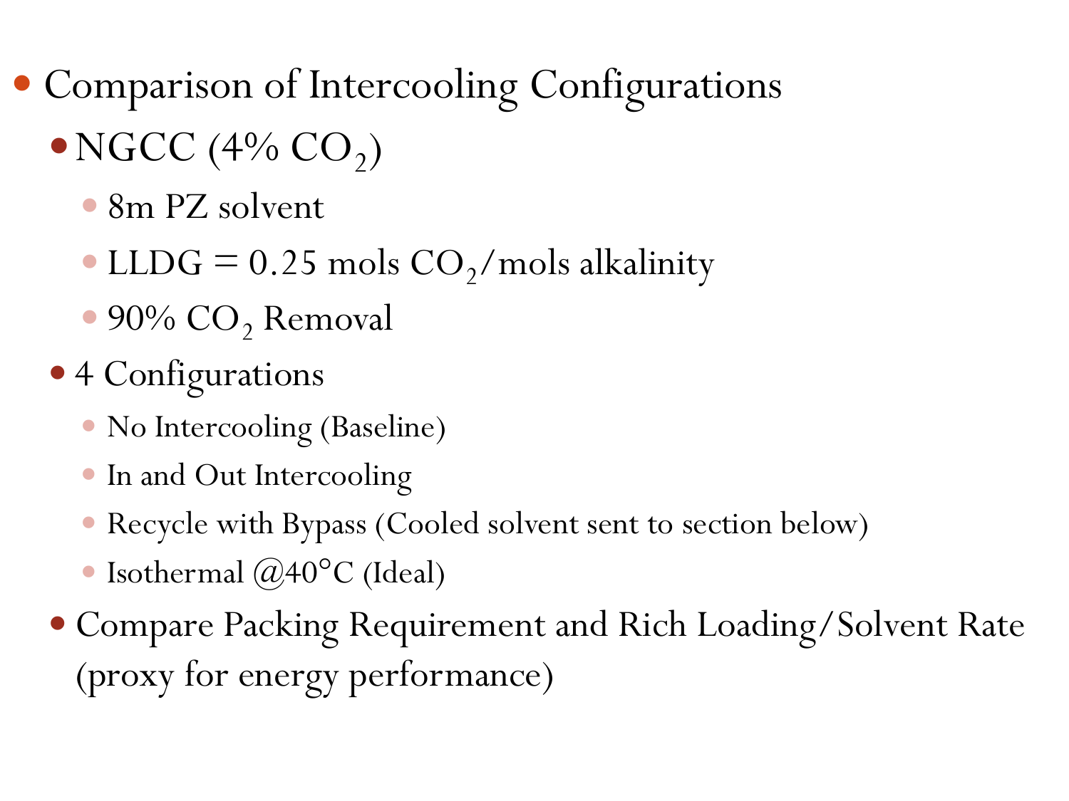- Comparison of Intercooling Configurations
  - NGCC (4% $CO_2$)
    - 8m PZ solvent
    - LLDG = 0.25 mols $CO_2$/mols alkalinity
    - 90% $CO_2$ Removal
  - 4 Configurations
    - No Intercooling (Baseline)
    - In and Out Intercooling
    - Recycle with Bypass (Cooled solvent sent to section below)
    - Isothermal @40°C (Ideal)
  - Compare Packing Requirement and Rich Loading/Solvent Rate (proxy for energy performance)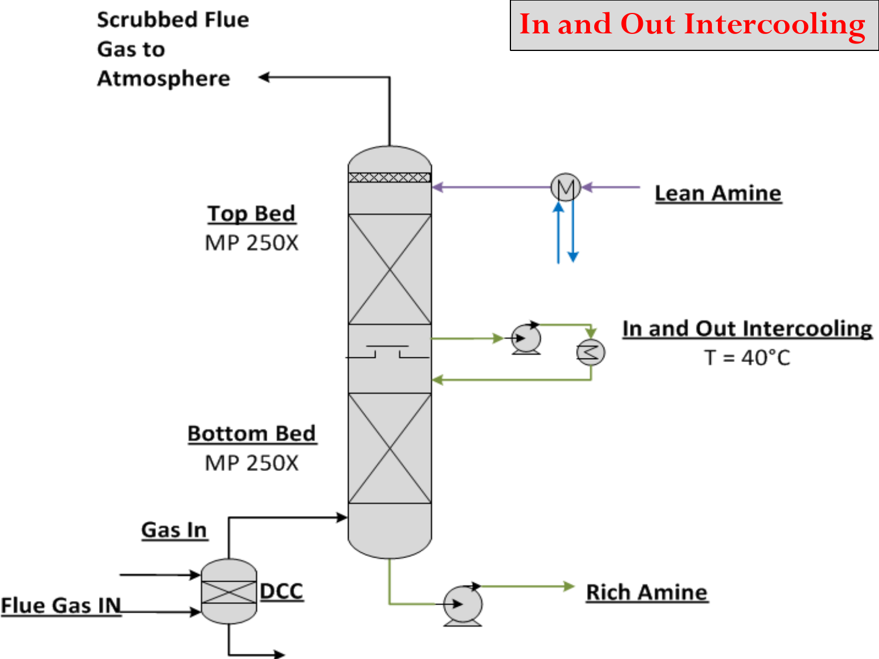# In and Out Intercooling

Scrubbed Flue Gas to Atmosphere

**Top Bed**
MP 250X

**Lean Amine**

**In and Out Intercooling**
T = 40°C

**Bottom Bed**
MP 250X

**Gas In**

**DCC**

**Flue Gas IN**

**Rich Amine**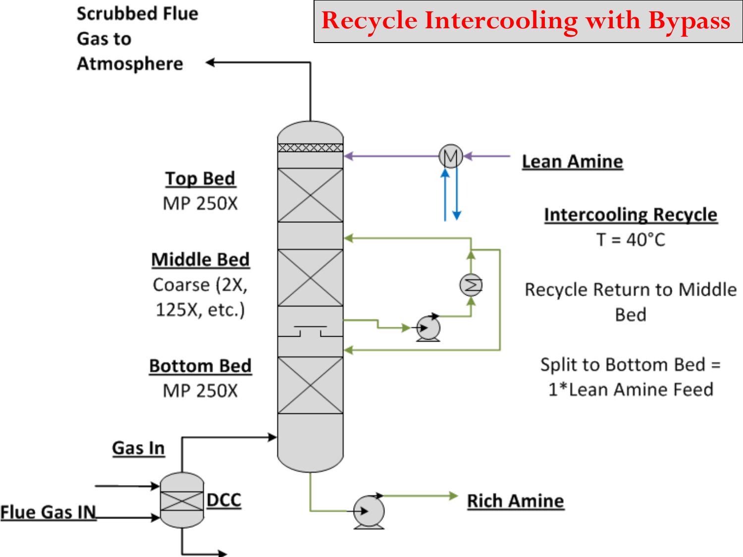# Recycle Intercooling with Bypass

Scrubbed Flue Gas to Atmosphere

**Lean Amine**

**Top Bed**
MP 250X

**Middle Bed**
Coarse (2X, 125X, etc.)

**Bottom Bed**
MP 250X

**Intercooling Recycle**
T = 40°C

Recycle Return to Middle Bed

Split to Bottom Bed = 1*Lean Amine Feed

**Gas In**

**DCC**

**Flue Gas IN**

**Rich Amine**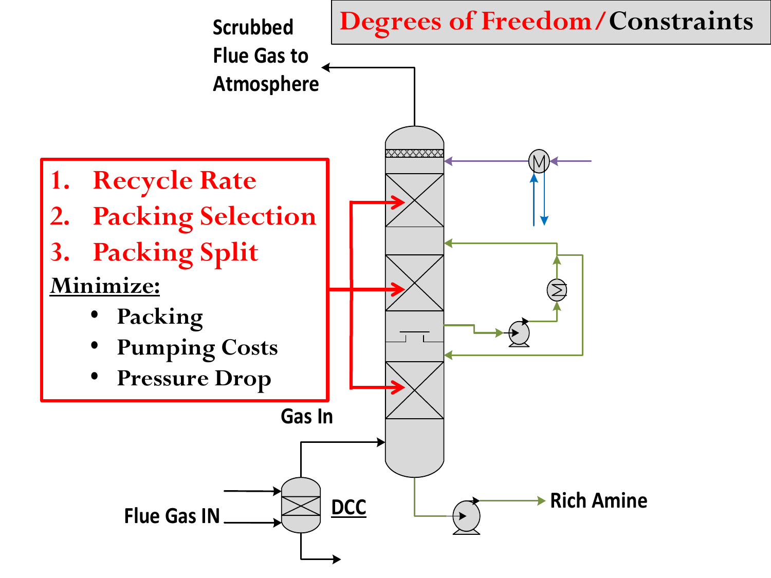# Degrees of Freedom/Constraints

1. Recycle Rate
2. Packing Selection
3. Packing Split

**Minimize:**

- Packing
- Pumping Costs
- Pressure Drop

Scrubbed Flue Gas to Atmosphere

Gas In

Flue Gas IN

DCC

Rich Amine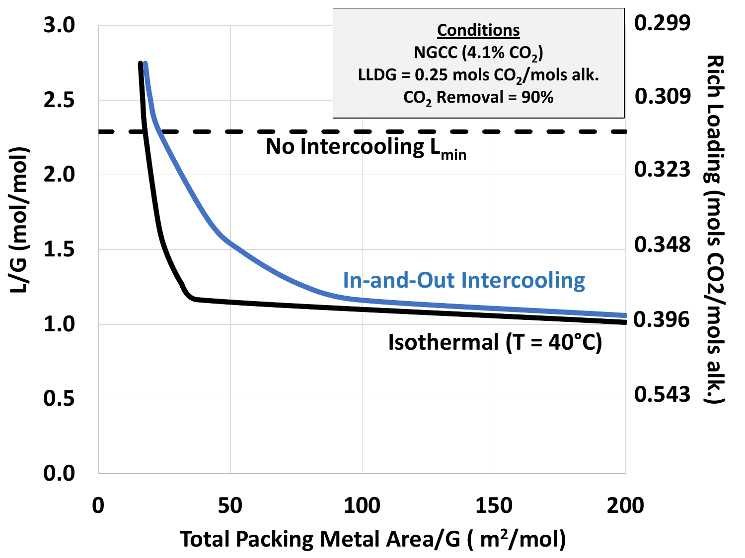**Conditions**
NGCC (4.1% $CO_2$)
LLDG = 0.25 mols $CO_2$/mols alk.
$CO_2$ Removal = 90%

No Intercooling $L_{min}$

In-and-Out Intercooling

Isothermal (T = 40°C)

L/G (mol/mol)

Rich Loading (mols CO2/mols alk.)

Total Packing Metal Area/G ( $m^2$/mol)

| L/G (mol/mol) | Rich Loading (mols CO2/mols alk.) |
|---|---|
| 3.0 | 0.299 |
| 2.5 | 0.309 |
| 2.0 | 0.323 |
| 1.5 | 0.348 |
| 1.0 | 0.396 |
| 0.5 | 0.543 |
| 0.0 | |

Total Packing Metal Area/G axis: 0, 50, 100, 150, 200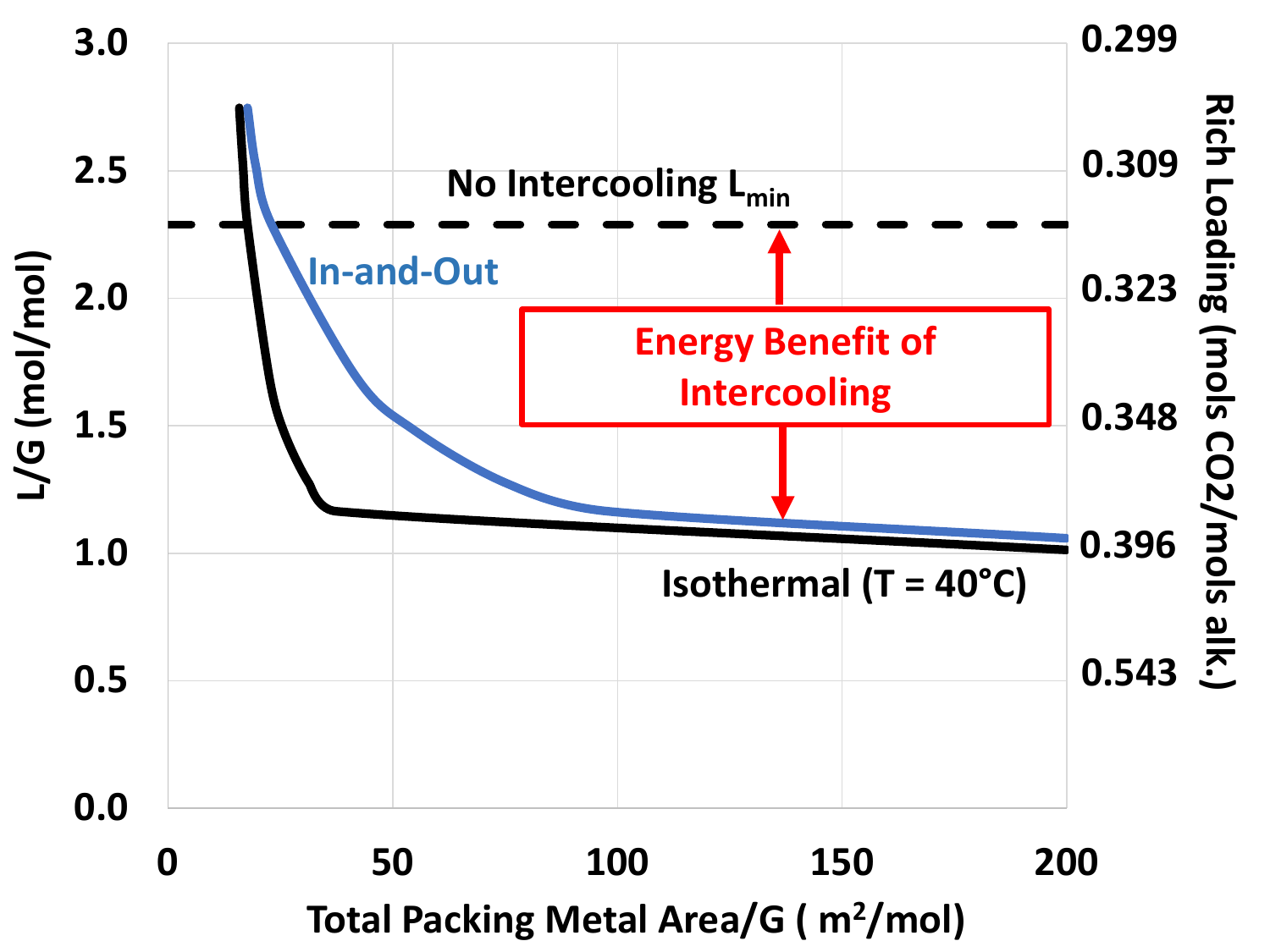No Intercooling $L_{min}$

In-and-Out

Energy Benefit of Intercooling

Isothermal (T = 40°C)

L/G (mol/mol)

Rich Loading (mols CO2/mols alk.)

Total Packing Metal Area/G ( $m^2$/mol)

| L/G (mol/mol) | Rich Loading (mols CO2/mols alk.) |
|---|---|
| 3.0 | 0.299 |
| 2.5 | 0.309 |
| 2.0 | 0.323 |
| 1.5 | 0.348 |
| 1.0 | 0.396 |
| 0.5 | 0.543 |
| 0.0 | |

Total Packing Metal Area/G axis: 0, 50, 100, 150, 200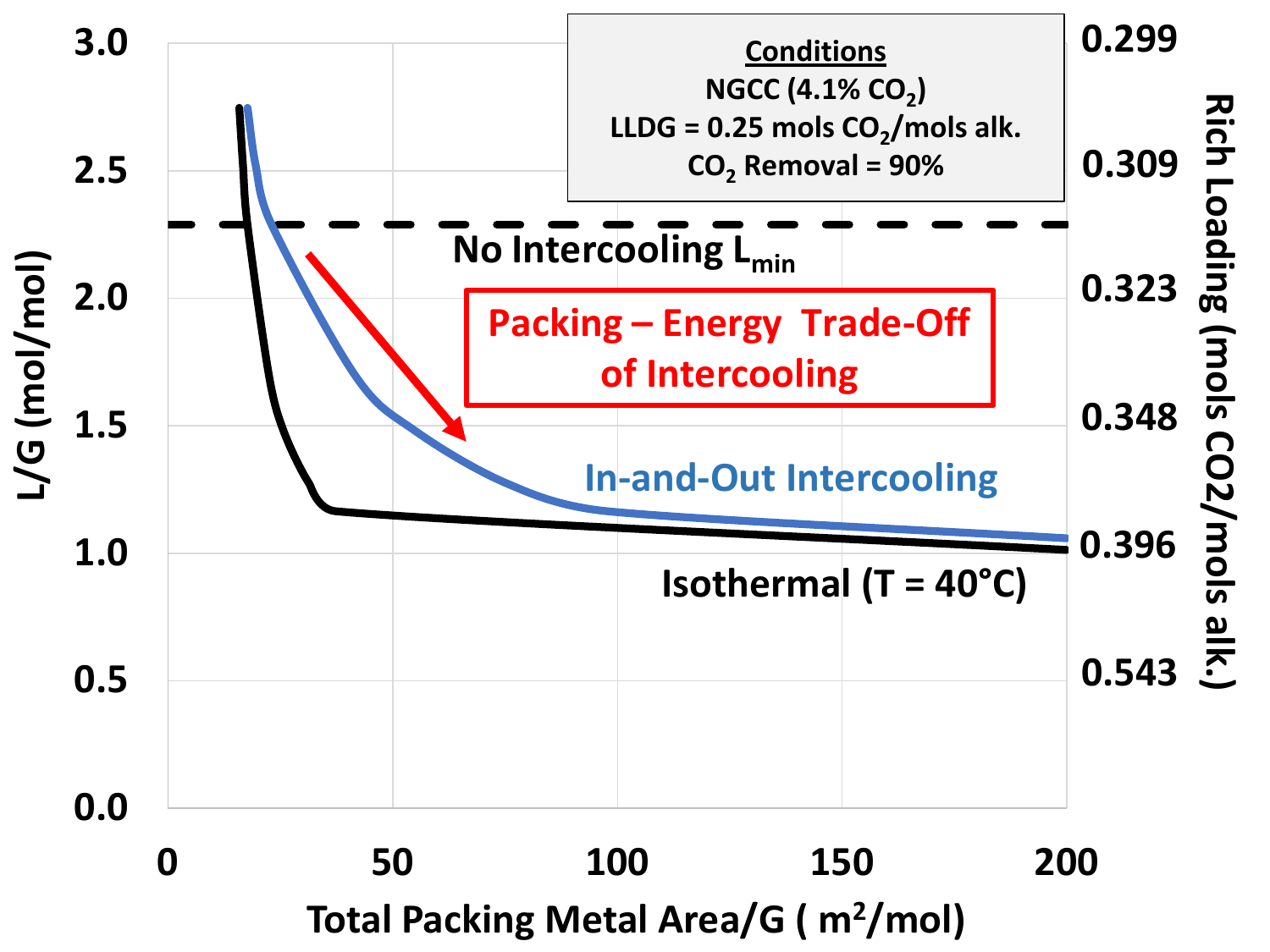**Conditions**
NGCC (4.1% $CO_2$)
LLDG = 0.25 mols $CO_2$/mols alk.
$CO_2$ Removal = 90%

No Intercooling $L_{min}$

Packing – Energy Trade-Off of Intercooling

In-and-Out Intercooling

Isothermal (T = 40°C)

L/G (mol/mol)

Rich Loading (mols CO2/mols alk.)

Total Packing Metal Area/G ( $m^2$/mol)

| L/G (mol/mol) | Rich Loading (mols CO2/mols alk.) |
| --- | --- |
| 3.0 | 0.299 |
| 2.5 | 0.309 |
| 2.0 | 0.323 |
| 1.5 | 0.348 |
| 1.0 | 0.396 |
| 0.5 | 0.543 |
| 0.0 | |

Total Packing Metal Area/G axis: 0, 50, 100, 150, 200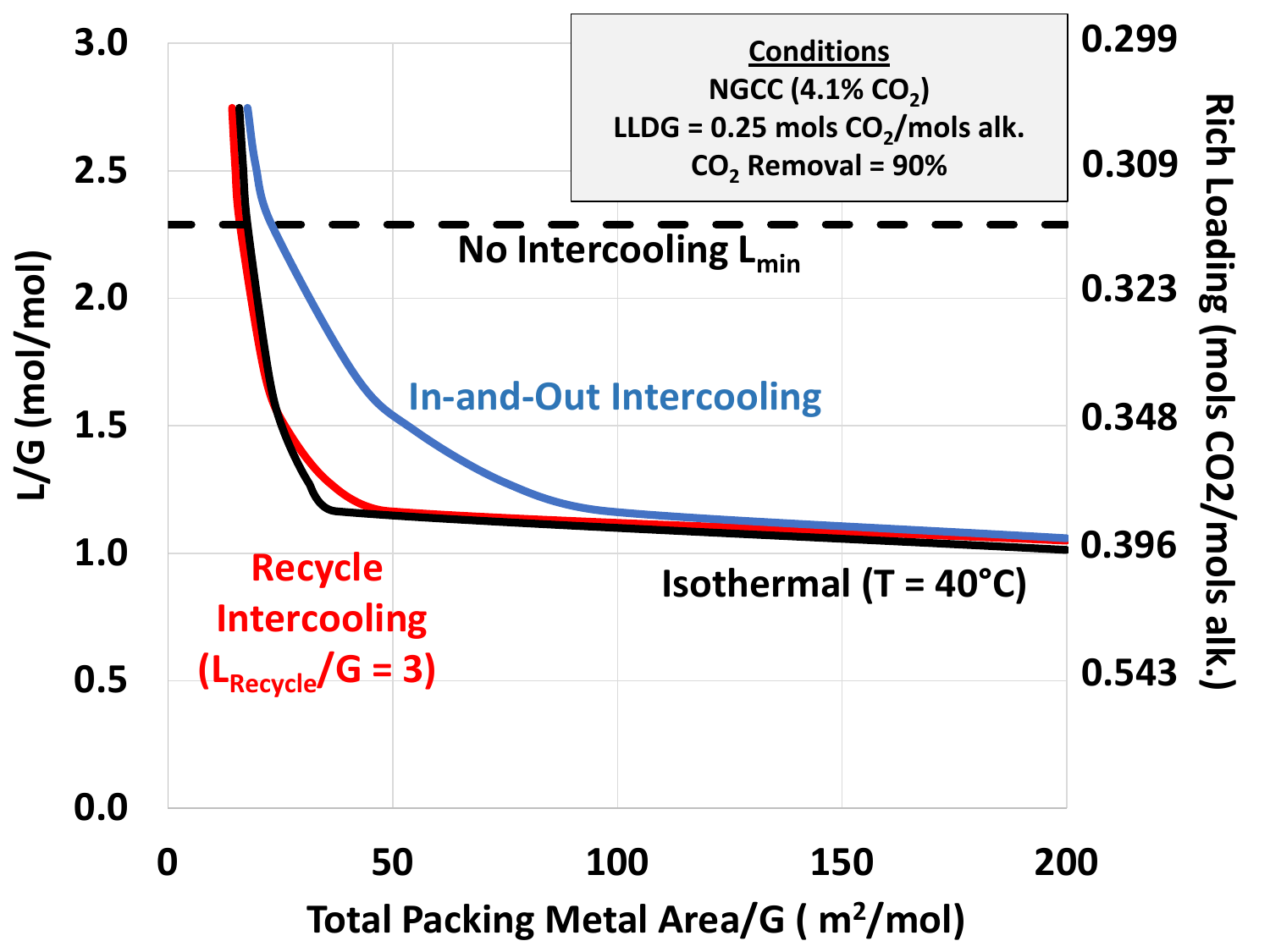**Conditions**

NGCC (4.1% $CO_2$)

LLDG = 0.25 mols $CO_2$/mols alk.

$CO_2$ Removal = 90%

No Intercooling $L_{min}$

In-and-Out Intercooling

Recycle Intercooling ($L_{Recycle}/G = 3$)

Isothermal (T = 40°C)

L/G (mol/mol)

Rich Loading (mols CO2/mols alk.)

Total Packing Metal Area/G ( $m^2$/mol)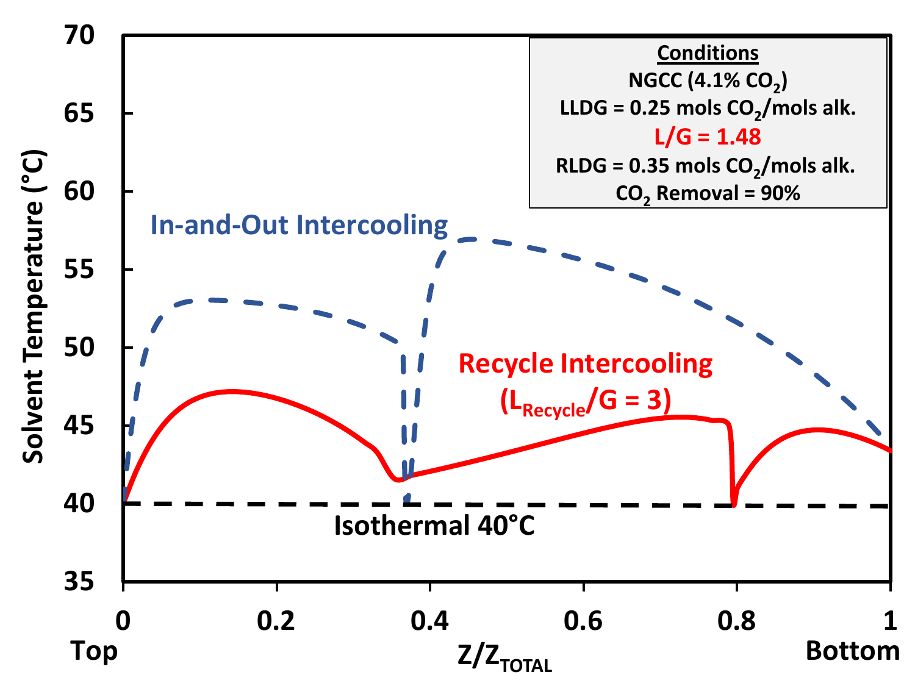**Conditions**

NGCC (4.1% $CO_2$)

LLDG = 0.25 mols $CO_2$/mols alk.

L/G = 1.48

RLDG = 0.35 mols $CO_2$/mols alk.

$CO_2$ Removal = 90%

In-and-Out Intercooling

Recycle Intercooling ($L_{Recycle}/G = 3$)

Isothermal 40°C

Solvent Temperature (°C)

$Z/Z_{TOTAL}$

Top

Bottom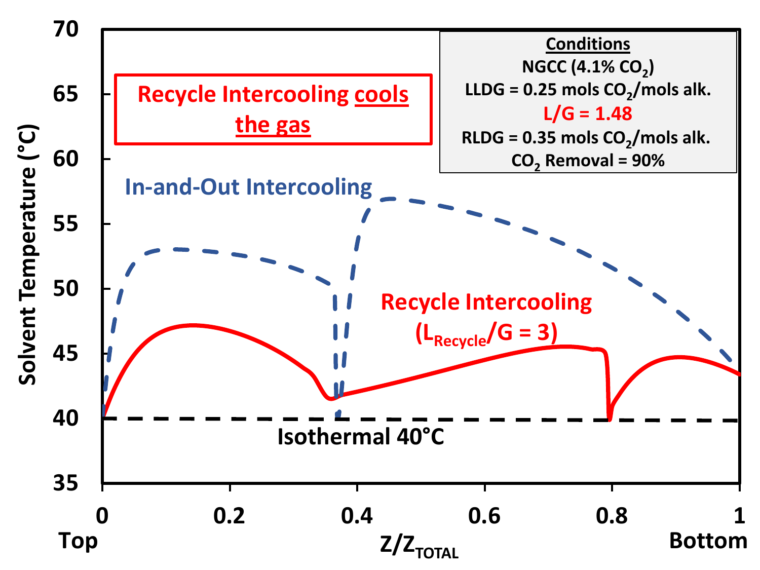**Recycle Intercooling cools the gas**

**Conditions**

NGCC (4.1% $CO_2$)

LLDG = 0.25 mols $CO_2$/mols alk.

L/G = 1.48

RLDG = 0.35 mols $CO_2$/mols alk.

$CO_2$ Removal = 90%

In-and-Out Intercooling

Recycle Intercooling ($L_{Recycle}/G = 3$)

Isothermal 40°C

Solvent Temperature (°C)

70, 65, 60, 55, 50, 45, 40, 35

0 Top, 0.2, 0.4, 0.6, 0.8, 1 Bottom

$Z/Z_{TOTAL}$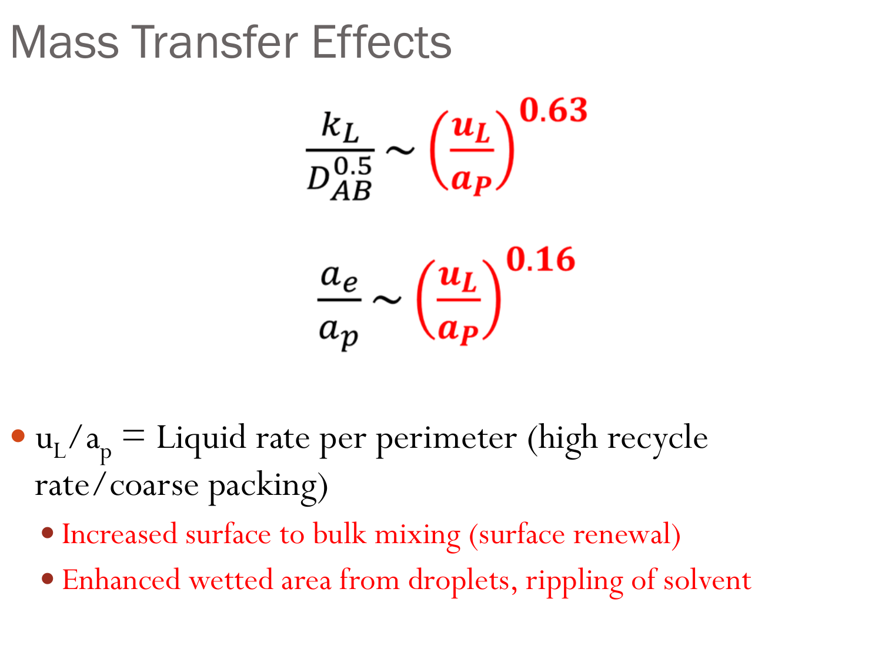# Mass Transfer Effects

$$\frac{k_L}{D_{AB}^{0.5}} \sim \left(\frac{u_L}{a_P}\right)^{0.63}$$

$$\frac{a_e}{a_p} \sim \left(\frac{u_L}{a_P}\right)^{0.16}$$

- $u_L/a_p$ = Liquid rate per perimeter (high recycle rate/coarse packing)
  - Increased surface to bulk mixing (surface renewal)
  - Enhanced wetted area from droplets, rippling of solvent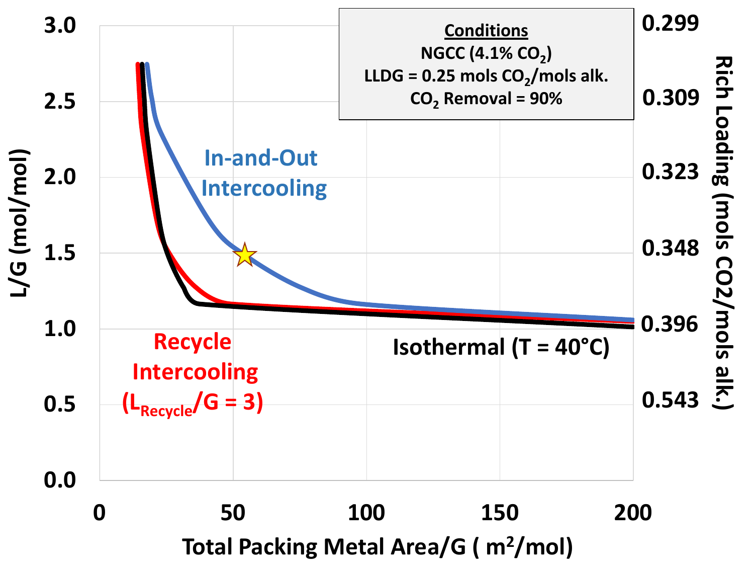**Conditions**
NGCC (4.1% $CO_2$)
LLDG = 0.25 mols $CO_2$/mols alk.
$CO_2$ Removal = 90%

In-and-Out Intercooling

Recycle Intercooling ($L_{Recycle}/G = 3$)

Isothermal (T = 40°C)

L/G (mol/mol): 3.0, 2.5, 2.0, 1.5, 1.0, 0.5, 0.0

Rich Loading (mols CO2/mols alk.): 0.299, 0.309, 0.323, 0.348, 0.396, 0.543

Total Packing Metal Area/G ( $m^2$/mol): 0, 50, 100, 150, 200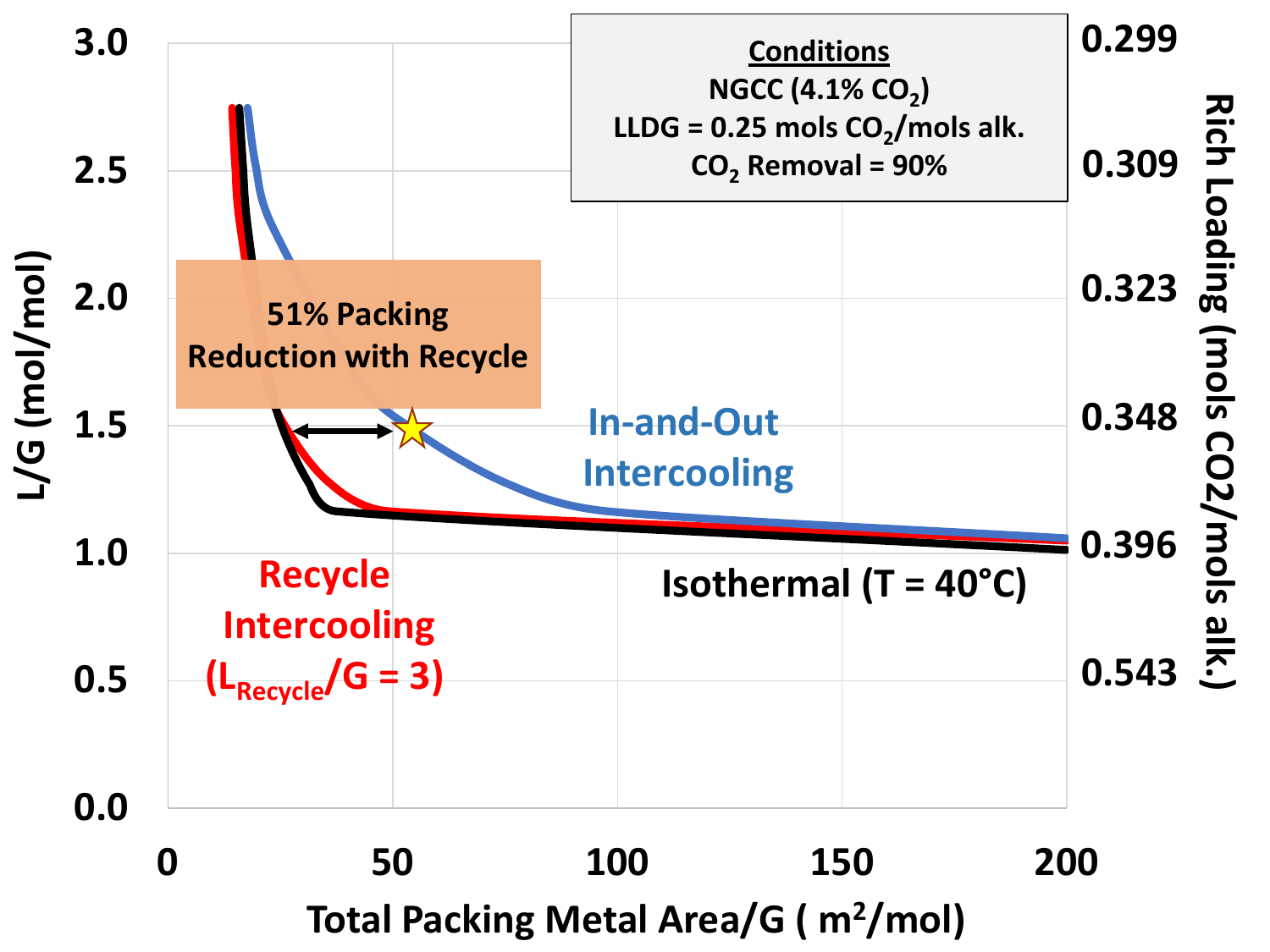**Conditions**
NGCC (4.1% $CO_2$)
LLDG = 0.25 mols $CO_2$/mols alk.
$CO_2$ Removal = 90%

51% Packing Reduction with Recycle

In-and-Out Intercooling

Recycle Intercooling ($L_{Recycle}/G = 3$)

Isothermal (T = 40°C)

L/G (mol/mol): 0.0, 0.5, 1.0, 1.5, 2.0, 2.5, 3.0

Rich Loading (mols CO2/mols alk.): 0.299, 0.309, 0.323, 0.348, 0.396, 0.543

Total Packing Metal Area/G ( $m^2$/mol): 0, 50, 100, 150, 200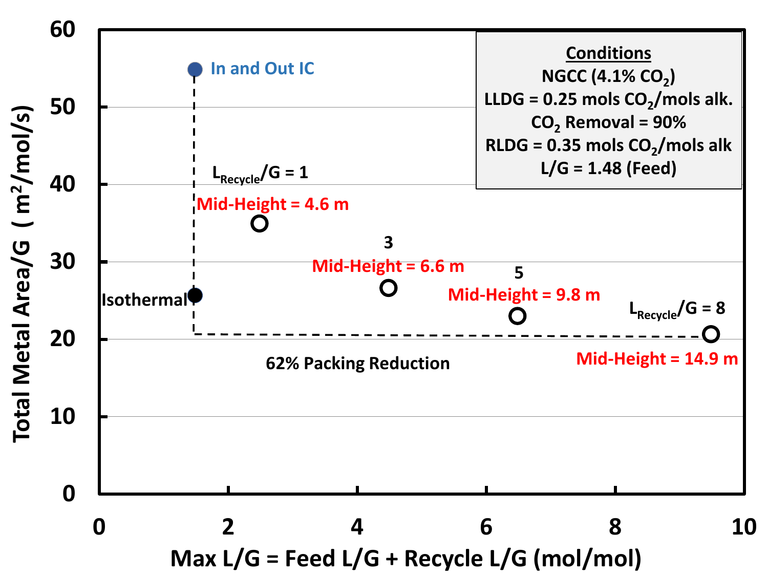**Conditions**

NGCC (4.1% $CO_2$)

LLDG = 0.25 mols $CO_2$/mols alk.

$CO_2$ Removal = 90%

RLDG = 0.35 mols $CO_2$/mols alk

L/G = 1.48 (Feed)

In and Out IC

Isothermal

$L_{Recycle}/G = 1$ — Mid-Height = 4.6 m

3 — Mid-Height = 6.6 m

5 — Mid-Height = 9.8 m

$L_{Recycle}/G = 8$ — Mid-Height = 14.9 m

62% Packing Reduction

Total Metal Area/G ( $m^2$/mol/s)

Max L/G = Feed L/G + Recycle L/G (mol/mol)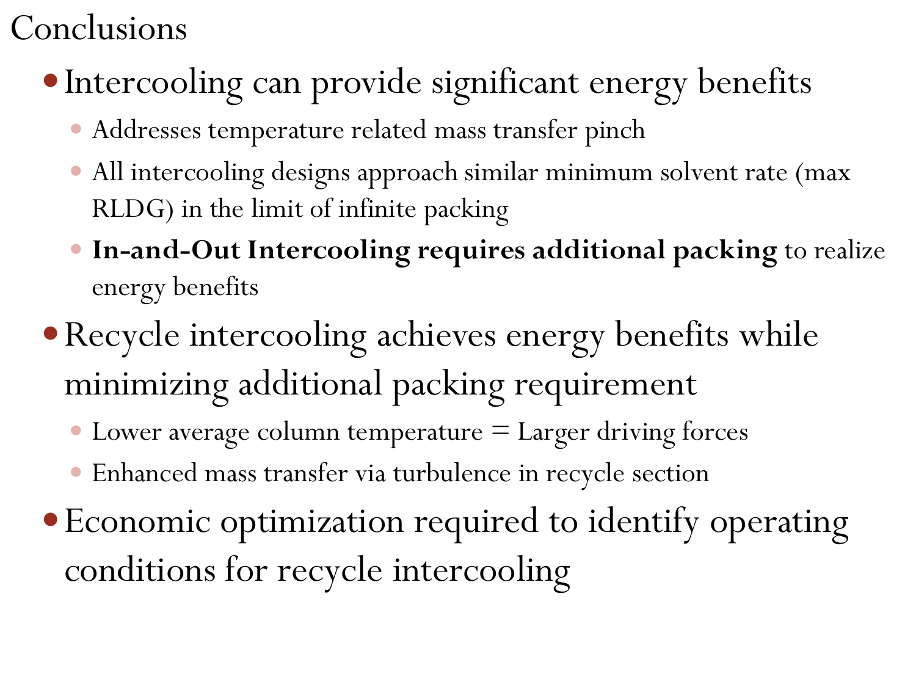# Conclusions

- Intercooling can provide significant energy benefits
  - Addresses temperature related mass transfer pinch
  - All intercooling designs approach similar minimum solvent rate (max RLDG) in the limit of infinite packing
  - **In-and-Out Intercooling requires additional packing** to realize energy benefits
- Recycle intercooling achieves energy benefits while minimizing additional packing requirement
  - Lower average column temperature = Larger driving forces
  - Enhanced mass transfer via turbulence in recycle section
- Economic optimization required to identify operating conditions for recycle intercooling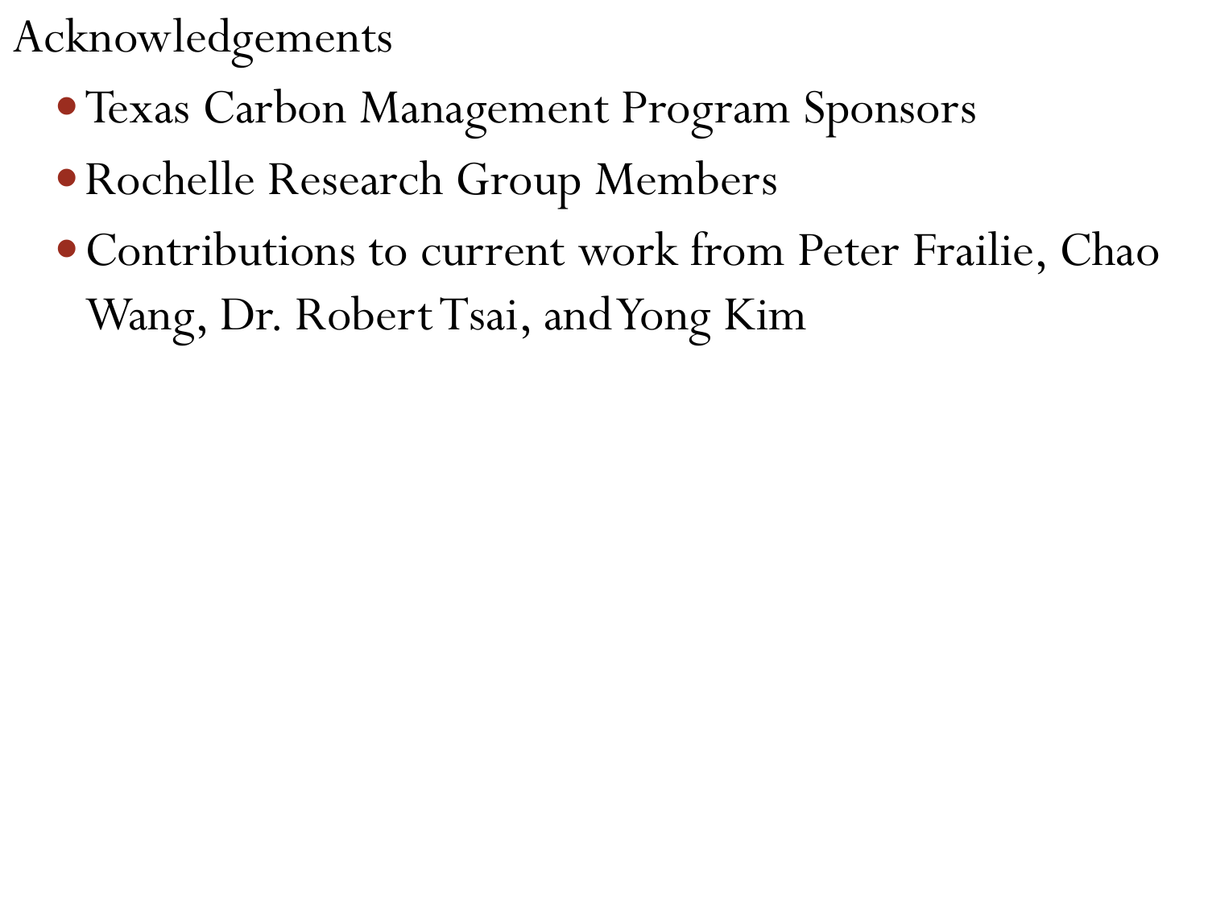# Acknowledgements

- Texas Carbon Management Program Sponsors
- Rochelle Research Group Members
- Contributions to current work from Peter Frailie, Chao Wang, Dr. Robert Tsai, and Yong Kim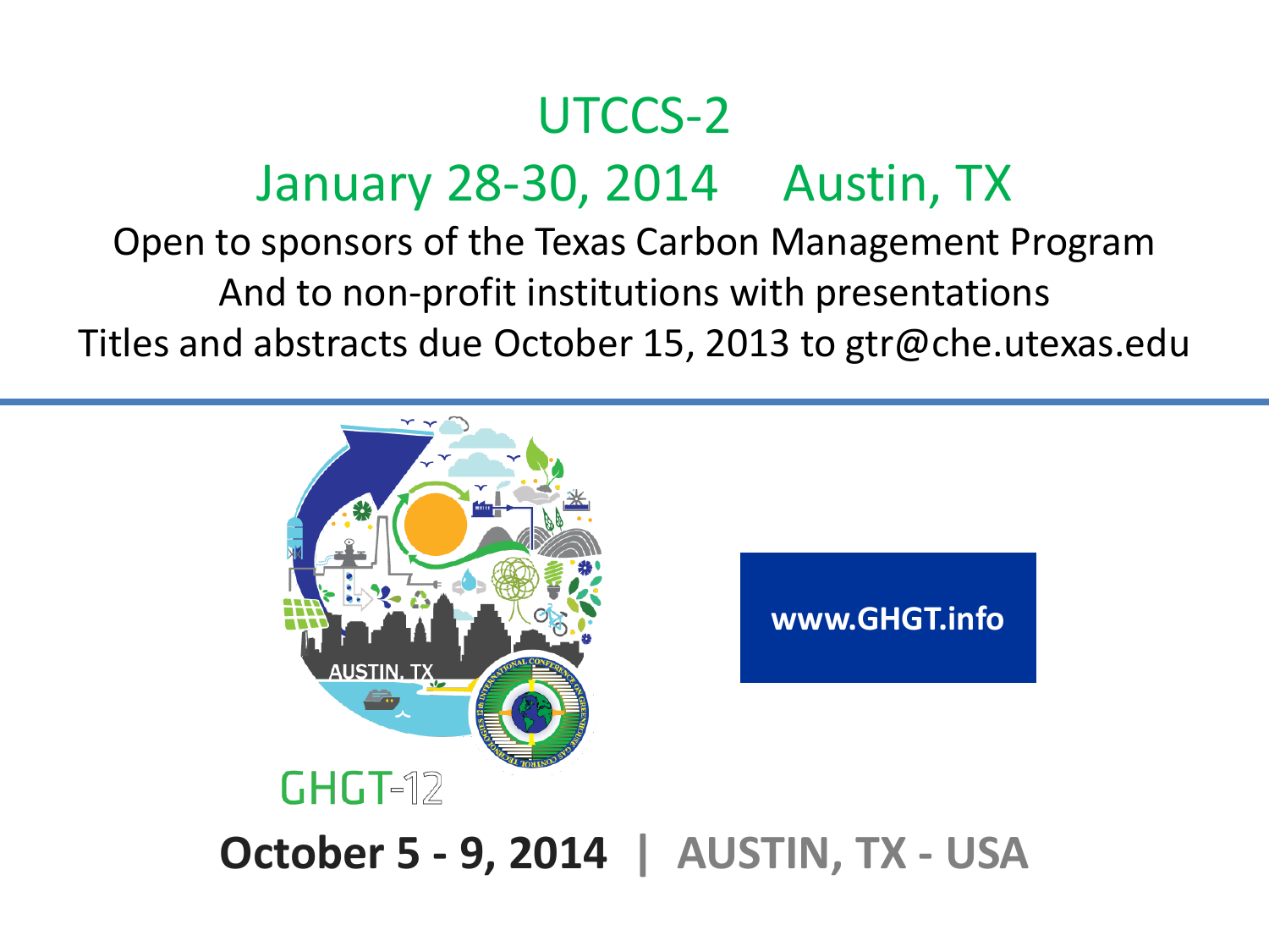# UTCCS-2

## January 28-30, 2014 Austin, TX

Open to sponsors of the Texas Carbon Management Program

And to non-profit institutions with presentations

Titles and abstracts due October 15, 2013 to gtr@che.utexas.edu

www.GHGT.info

GHGT-12

**October 5 - 9, 2014 | AUSTIN, TX - USA**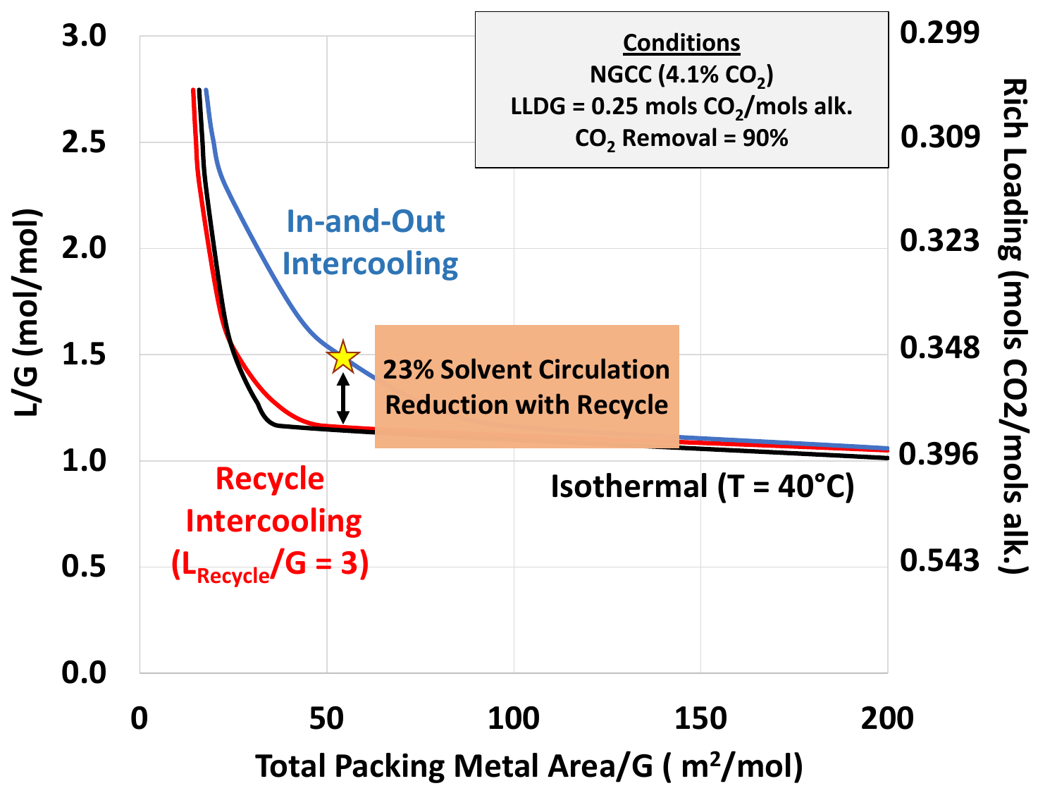**Conditions**
NGCC (4.1% $CO_2$)
LLDG = 0.25 mols $CO_2$/mols alk.
$CO_2$ Removal = 90%

In-and-Out Intercooling

23% Solvent Circulation Reduction with Recycle

Recycle Intercooling ($L_{Recycle}/G = 3$)

Isothermal (T = 40°C)

L/G (mol/mol): 0.0, 0.5, 1.0, 1.5, 2.0, 2.5, 3.0

Rich Loading (mols CO2/mols alk.): 0.543, 0.396, 0.348, 0.323, 0.309, 0.299

Total Packing Metal Area/G ( $m^2$/mol): 0, 50, 100, 150, 200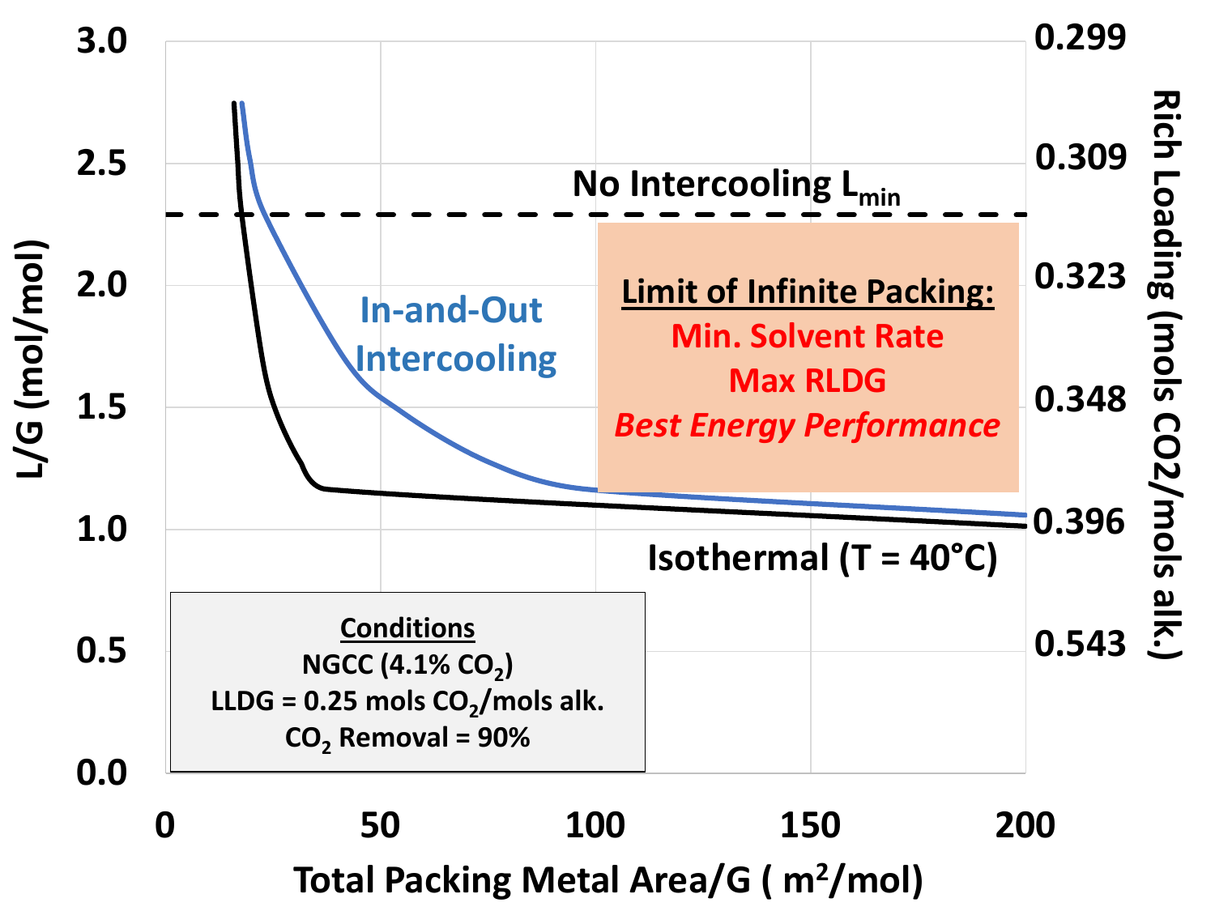No Intercooling $L_{min}$

In-and-Out Intercooling

**Limit of Infinite Packing:**
Min. Solvent Rate
Max RLDG
*Best Energy Performance*

Isothermal (T = 40°C)

**Conditions**
NGCC (4.1% $CO_2$)
LLDG = 0.25 mols $CO_2$/mols alk.
$CO_2$ Removal = 90%

L/G (mol/mol): 0.0, 0.5, 1.0, 1.5, 2.0, 2.5, 3.0

Rich Loading (mols CO2/mols alk.): 0.543, 0.396, 0.348, 0.323, 0.309, 0.299

Total Packing Metal Area/G ( $m^2$/mol): 0, 50, 100, 150, 200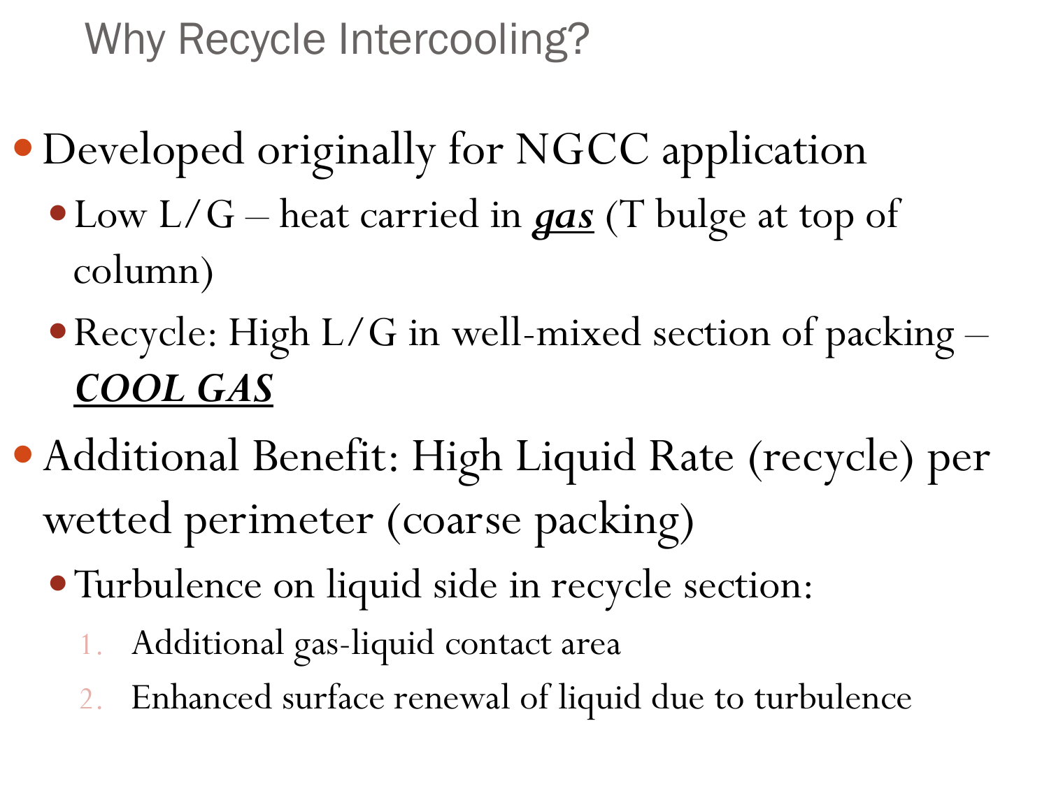# Why Recycle Intercooling?

- Developed originally for NGCC application
  - Low L/G – heat carried in ***gas*** (T bulge at top of column)
  - Recycle: High L/G in well-mixed section of packing – ***COOL GAS***
- Additional Benefit: High Liquid Rate (recycle) per wetted perimeter (coarse packing)
  - Turbulence on liquid side in recycle section:
    1. Additional gas-liquid contact area
    2. Enhanced surface renewal of liquid due to turbulence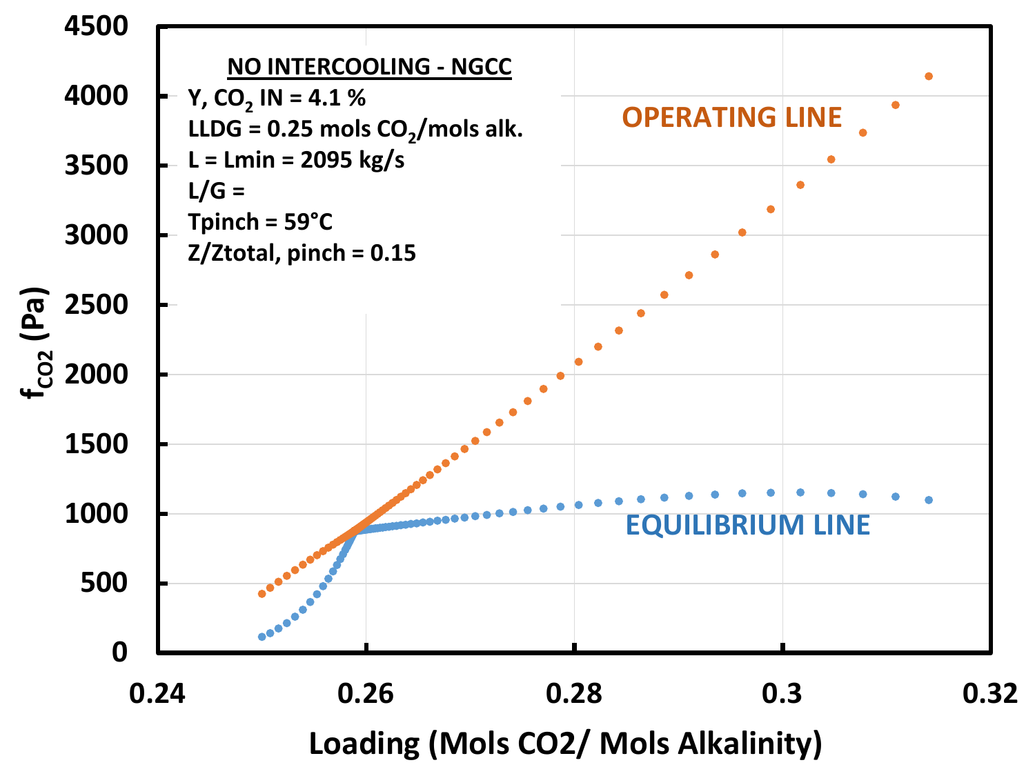**NO INTERCOOLING - NGCC**

Y, $CO_2$ IN = 4.1 %

LLDG = 0.25 mols $CO_2$/mols alk.

L = Lmin = 2095 kg/s

L/G =

Tpinch = 59°C

Z/Ztotal, pinch = 0.15

OPERATING LINE

EQUILIBRIUM LINE

$f_{CO2}$ (Pa)

Loading (Mols CO2/ Mols Alkalinity)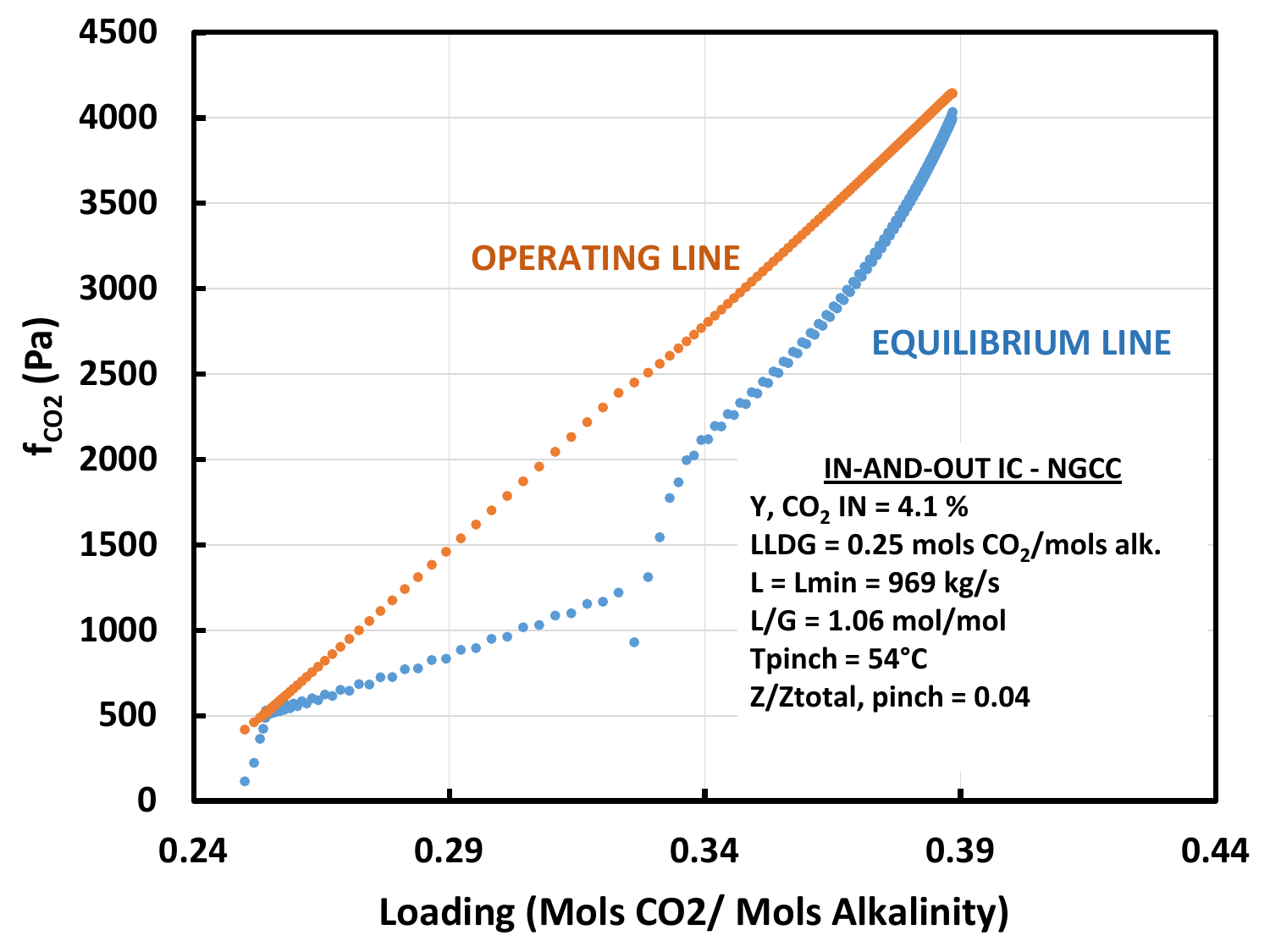**IN-AND-OUT IC - NGCC**

Y, $CO_2$ IN = 4.1 %

LLDG = 0.25 mols $CO_2$/mols alk.

L = Lmin = 969 kg/s

L/G = 1.06 mol/mol

Tpinch = 54°C

Z/Ztotal, pinch = 0.04

OPERATING LINE

EQUILIBRIUM LINE

$f_{CO_2}$ (Pa)

Loading (Mols CO2/ Mols Alkalinity)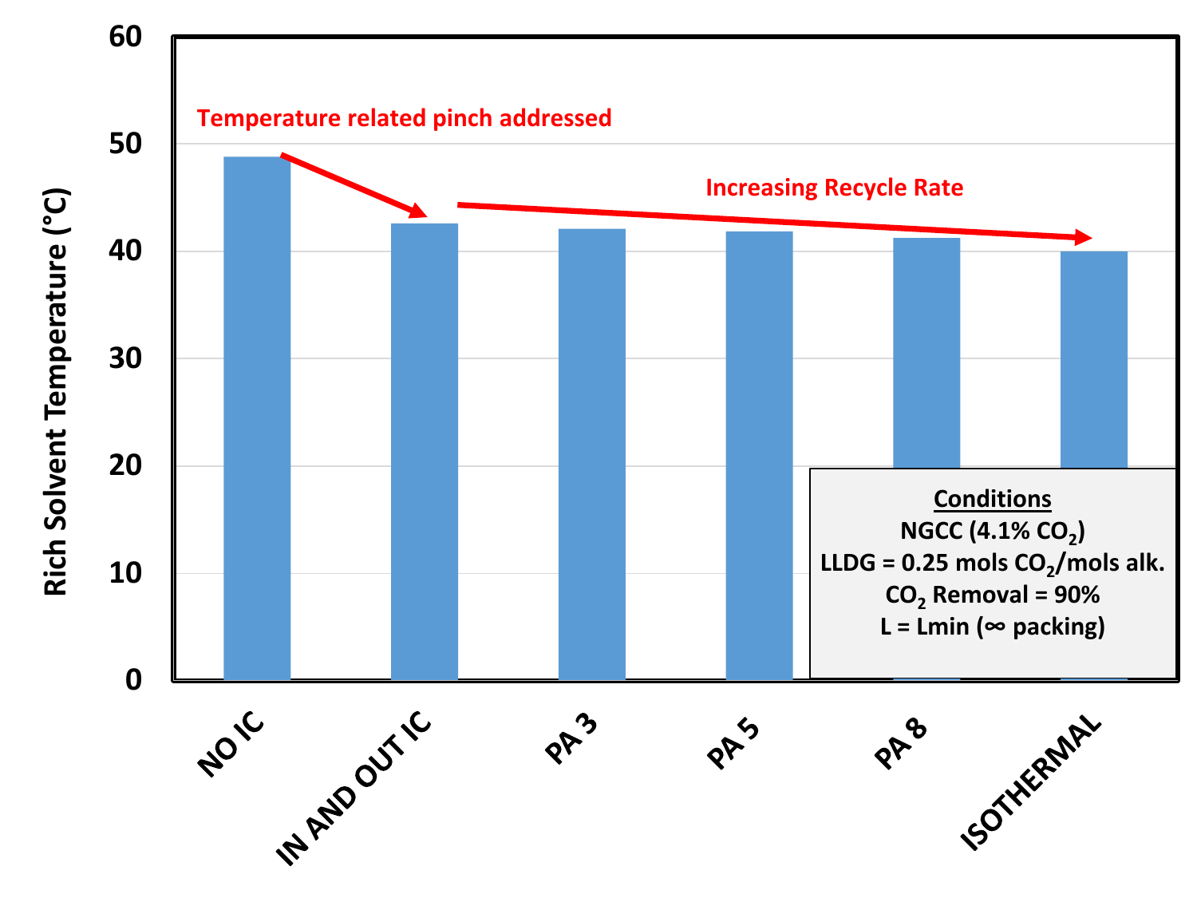Rich Solvent Temperature (°C)

Temperature related pinch addressed

Increasing Recycle Rate

| Case | Rich Solvent Temperature (°C) |
|---|---|
| NO IC | ~48.8 |
| IN AND OUT IC | ~42.6 |
| PA 3 | ~42.1 |
| PA 5 | ~41.9 |
| PA 8 | ~41.3 |
| ISOTHERMAL | ~40.0 |

**Conditions**

NGCC (4.1% $CO_2$)

LLDG = 0.25 mols $CO_2$/mols alk.

$CO_2$ Removal = 90%

L = Lmin (∞ packing)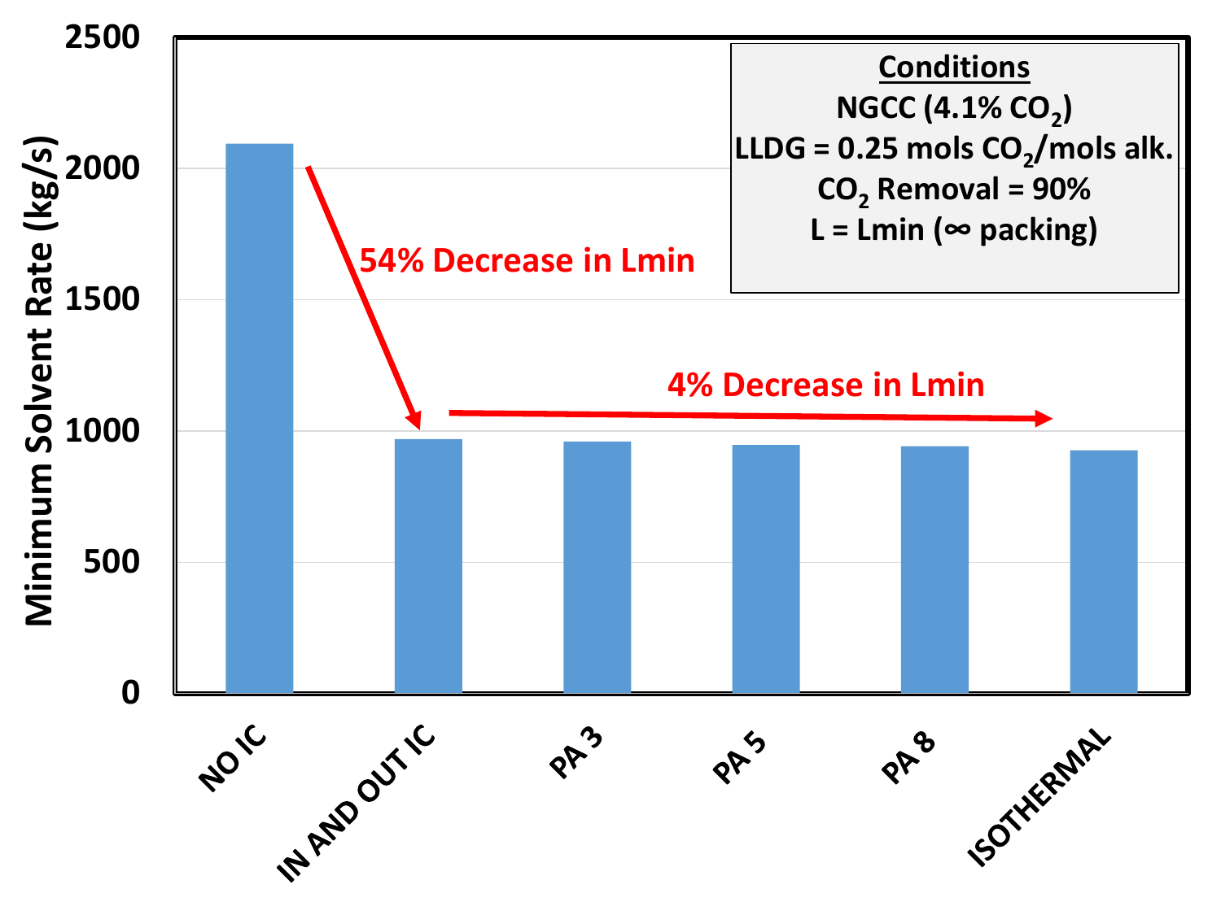**Conditions**

NGCC (4.1% $CO_2$)

LLDG = 0.25 mols $CO_2$/mols alk.

$CO_2$ Removal = 90%

L = Lmin (∞ packing)

Minimum Solvent Rate (kg/s)

2500

2000

1500

1000

500

0

54% Decrease in Lmin

4% Decrease in Lmin

NO IC

IN AND OUT IC

PA 3

PA 5

PA 8

ISOTHERMAL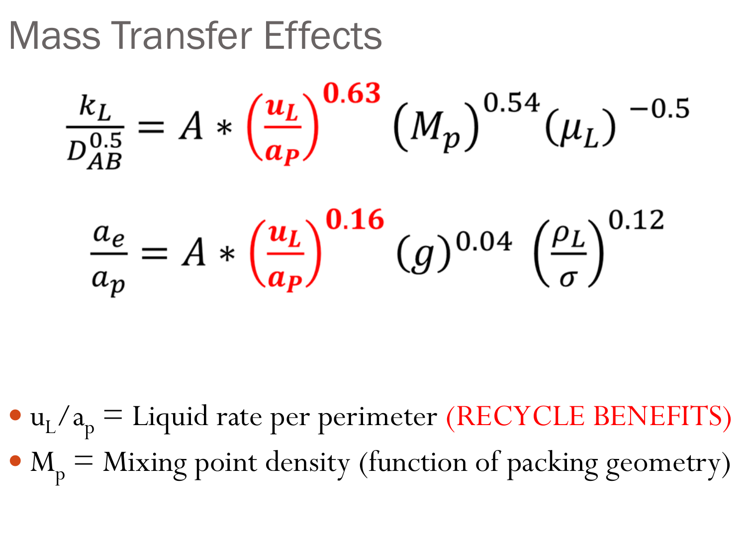# Mass Transfer Effects

$$\frac{k_L}{D_{AB}^{0.5}} = A * \left(\frac{u_L}{a_P}\right)^{0.63} (M_p)^{0.54} (\mu_L)^{-0.5}$$

$$\frac{a_e}{a_p} = A * \left(\frac{u_L}{a_P}\right)^{0.16} (g)^{0.04} \left(\frac{\rho_L}{\sigma}\right)^{0.12}$$

- $u_L / a_p$ = Liquid rate per perimeter (RECYCLE BENEFITS)
- $M_p$ = Mixing point density (function of packing geometry)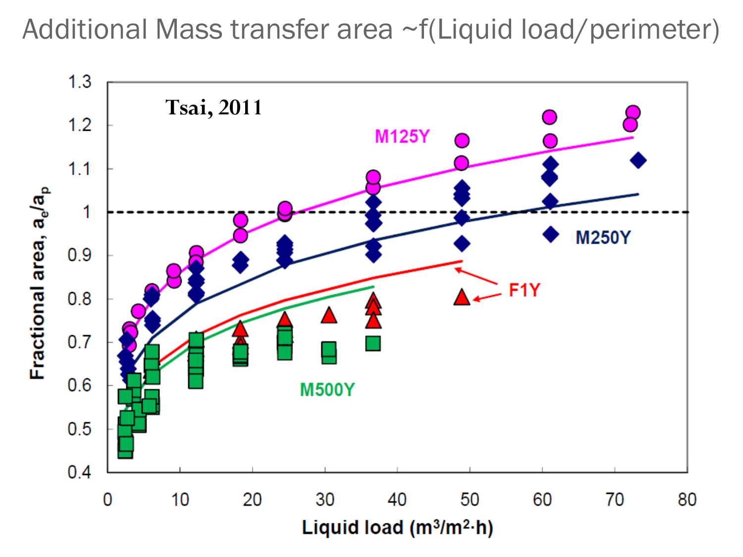# Additional Mass transfer area ~f(Liquid load/perimeter)

Tsai, 2011

Fractional area, $a_e/a_p$

Liquid load ($m^3/m^2 \cdot h$)

M125Y

M250Y

F1Y

M500Y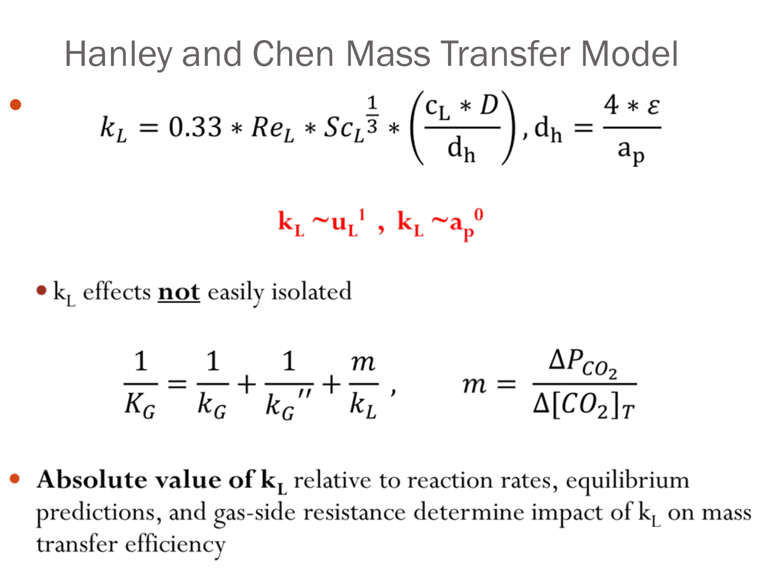# Hanley and Chen Mass Transfer Model

- $$k_L = 0.33 * Re_L * Sc_L^{\frac{1}{3}} * \left(\frac{c_L * D}{d_h}\right), d_h = \frac{4 * \varepsilon}{a_p}$$

  $$k_L \sim u_L^1 \ , \ k_L \sim a_p^0$$

  - $k_L$ effects **not** easily isolated

  $$\frac{1}{K_G} = \frac{1}{k_G} + \frac{1}{k_G''} + \frac{m}{k_L} \ , \qquad m = \frac{\Delta P_{CO_2}}{\Delta [CO_2]_T}$$

- **Absolute value of $k_L$** relative to reaction rates, equilibrium predictions, and gas-side resistance determine impact of $k_L$ on mass transfer efficiency